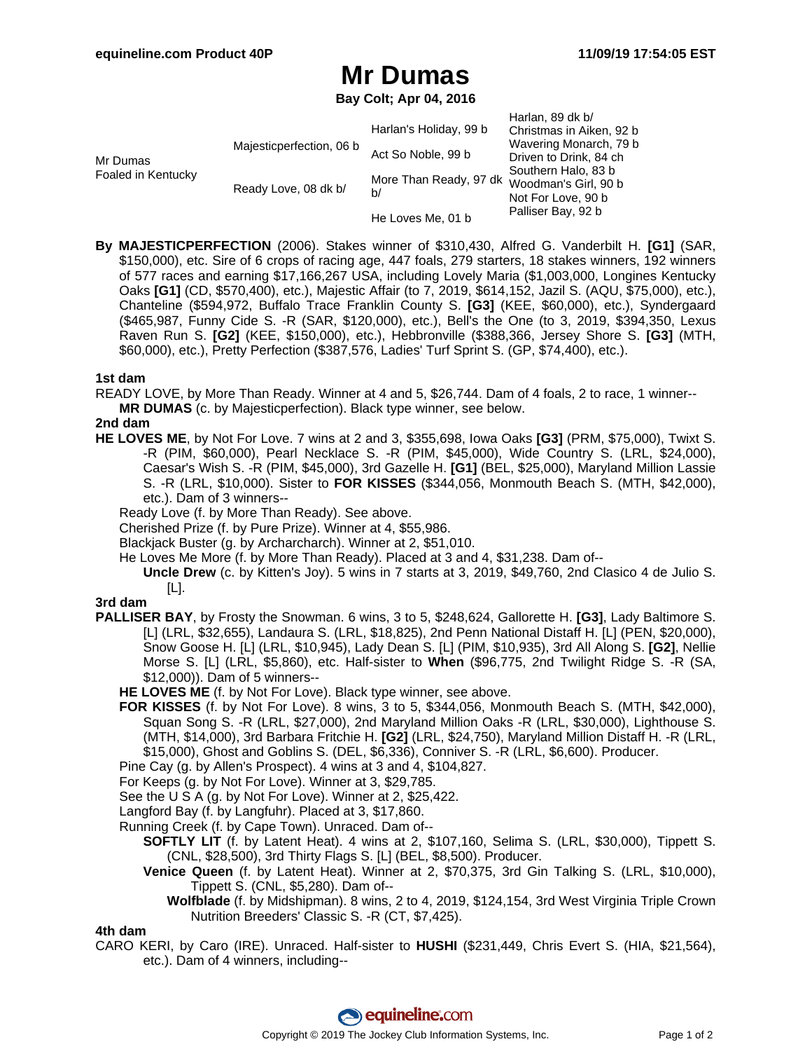# Mr Dumas

**Bay Colt; Apr 04, 2016**

| | | | |
|---|---|---|---|
| Mr Dumas Foaled in Kentucky | Majesticperfection, 06 b | Harlan's Holiday, 99 b | Harlan, 89 dk b/ |
| | | | Christmas in Aiken, 92 b |
| | | Act So Noble, 99 b | Wavering Monarch, 79 b |
| | | | Driven to Drink, 84 ch |
| | Ready Love, 08 dk b/ | More Than Ready, 97 dk b/ | Southern Halo, 83 b |
| | | | Woodman's Girl, 90 b |
| | | He Loves Me, 01 b | Not For Love, 90 b |
| | | | Palliser Bay, 92 b |

**By MAJESTICPERFECTION** (2006). Stakes winner of $310,430, Alfred G. Vanderbilt H. **[G1]** (SAR, $150,000), etc. Sire of 6 crops of racing age, 447 foals, 279 starters, 18 stakes winners, 192 winners of 577 races and earning $17,166,267 USA, including Lovely Maria ($1,003,000, Longines Kentucky Oaks **[G1]** (CD, $570,400), etc.), Majestic Affair (to 7, 2019, $614,152, Jazil S. (AQU, $75,000), etc.), Chanteline ($594,972, Buffalo Trace Franklin County S. **[G3]** (KEE, $60,000), etc.), Syndergaard ($465,987, Funny Cide S. -R (SAR, $120,000), etc.), Bell's the One (to 3, 2019, $394,350, Lexus Raven Run S. **[G2]** (KEE, $150,000), etc.), Hebbronville ($388,366, Jersey Shore S. **[G3]** (MTH, $60,000), etc.), Pretty Perfection ($387,576, Ladies' Turf Sprint S. (GP, $74,400), etc.).

### 1st dam

READY LOVE, by More Than Ready. Winner at 4 and 5, $26,744. Dam of 4 foals, 2 to race, 1 winner--

- **MR DUMAS** (c. by Majesticperfection). Black type winner, see below.

### 2nd dam

**HE LOVES ME**, by Not For Love. 7 wins at 2 and 3, $355,698, Iowa Oaks **[G3]** (PRM, $75,000), Twixt S. -R (PIM, $60,000), Pearl Necklace S. -R (PIM, $45,000), Wide Country S. (LRL, $24,000), Caesar's Wish S. -R (PIM, $45,000), 3rd Gazelle H. **[G1]** (BEL, $25,000), Maryland Million Lassie S. -R (LRL, $10,000). Sister to **FOR KISSES** ($344,056, Monmouth Beach S. (MTH, $42,000), etc.). Dam of 3 winners--

- Ready Love (f. by More Than Ready). See above.
- Cherished Prize (f. by Pure Prize). Winner at 4, $55,986.
- Blackjack Buster (g. by Archarcharch). Winner at 2, $51,010.
- He Loves Me More (f. by More Than Ready). Placed at 3 and 4, $31,238. Dam of--
  - **Uncle Drew** (c. by Kitten's Joy). 5 wins in 7 starts at 3, 2019, $49,760, 2nd Clasico 4 de Julio S. [L].

### 3rd dam

**PALLISER BAY**, by Frosty the Snowman. 6 wins, 3 to 5, $248,624, Gallorette H. **[G3]**, Lady Baltimore S. [L] (LRL, $32,655), Landaura S. (LRL, $18,825), 2nd Penn National Distaff H. [L] (PEN, $20,000), Snow Goose H. [L] (LRL, $10,945), Lady Dean S. [L] (PIM, $10,935), 3rd All Along S. **[G2]**, Nellie Morse S. [L] (LRL, $5,860), etc. Half-sister to **When** ($96,775, 2nd Twilight Ridge S. -R (SA, $12,000)). Dam of 5 winners--

- **HE LOVES ME** (f. by Not For Love). Black type winner, see above.
- **FOR KISSES** (f. by Not For Love). 8 wins, 3 to 5, $344,056, Monmouth Beach S. (MTH, $42,000), Squan Song S. -R (LRL, $27,000), 2nd Maryland Million Oaks -R (LRL, $30,000), Lighthouse S. (MTH, $14,000), 3rd Barbara Fritchie H. **[G2]** (LRL, $24,750), Maryland Million Distaff H. -R (LRL, $15,000), Ghost and Goblins S. (DEL, $6,336), Conniver S. -R (LRL, $6,600). Producer.
- Pine Cay (g. by Allen's Prospect). 4 wins at 3 and 4, $104,827.
- For Keeps (g. by Not For Love). Winner at 3, $29,785.
- See the U S A (g. by Not For Love). Winner at 2, $25,422.
- Langford Bay (f. by Langfuhr). Placed at 3, $17,860.
- Running Creek (f. by Cape Town). Unraced. Dam of--
  - **SOFTLY LIT** (f. by Latent Heat). 4 wins at 2, $107,160, Selima S. (LRL, $30,000), Tippett S. (CNL, $28,500), 3rd Thirty Flags S. [L] (BEL, $8,500). Producer.
  - **Venice Queen** (f. by Latent Heat). Winner at 2, $70,375, 3rd Gin Talking S. (LRL, $10,000), Tippett S. (CNL, $5,280). Dam of--
    - **Wolfblade** (f. by Midshipman). 8 wins, 2 to 4, 2019, $124,154, 3rd West Virginia Triple Crown Nutrition Breeders' Classic S. -R (CT, $7,425).

### 4th dam

CARO KERI, by Caro (IRE). Unraced. Half-sister to **HUSHI** ($231,449, Chris Evert S. (HIA, $21,564), etc.). Dam of 4 winners, including--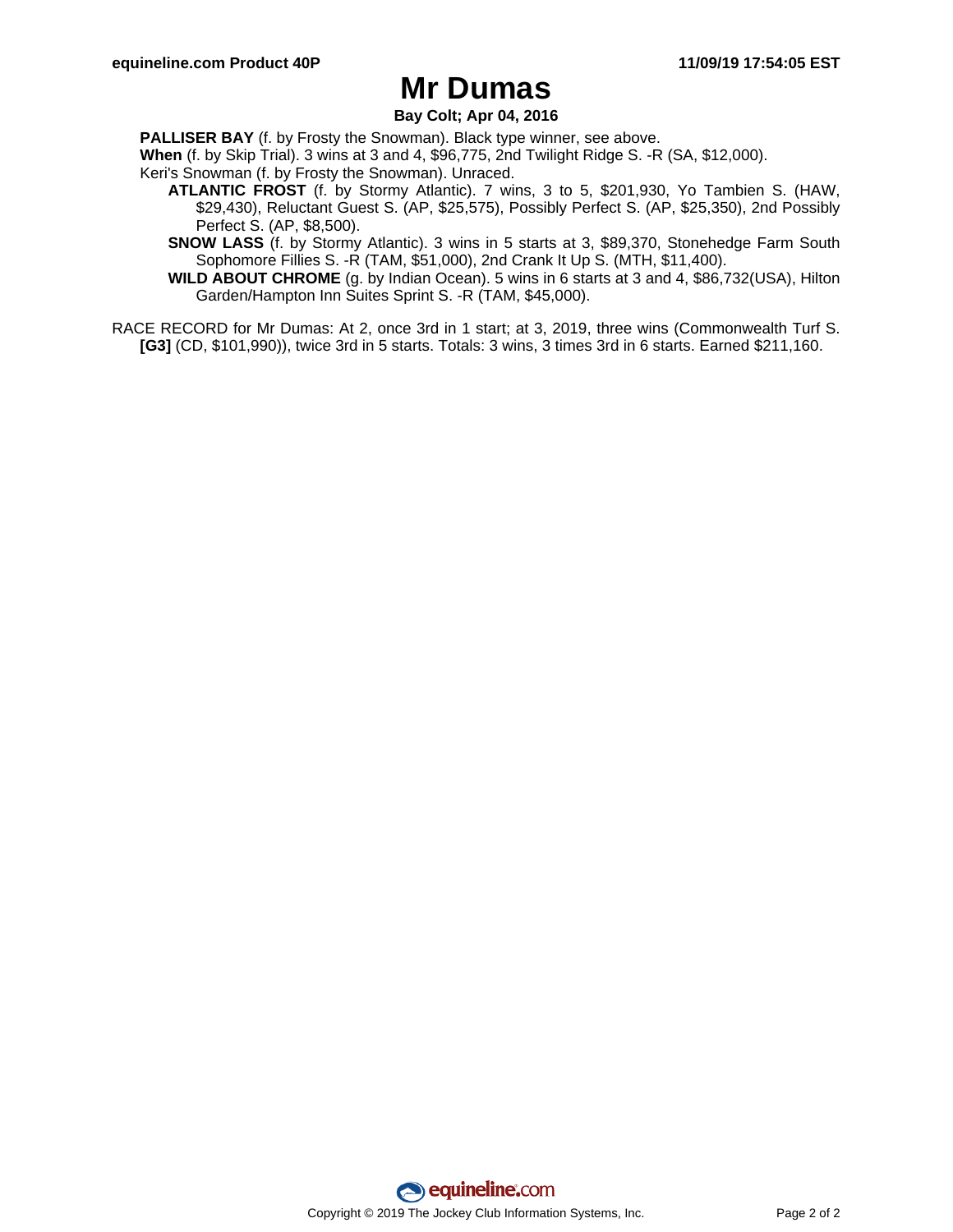# Mr Dumas

**Bay Colt; Apr 04, 2016**

**PALLISER BAY** (f. by Frosty the Snowman). Black type winner, see above.

**When** (f. by Skip Trial). 3 wins at 3 and 4, $96,775, 2nd Twilight Ridge S. -R (SA, $12,000).

Keri's Snowman (f. by Frosty the Snowman). Unraced.

- **ATLANTIC FROST** (f. by Stormy Atlantic). 7 wins, 3 to 5, $201,930, Yo Tambien S. (HAW, $29,430), Reluctant Guest S. (AP, $25,575), Possibly Perfect S. (AP, $25,350), 2nd Possibly Perfect S. (AP, $8,500).
- **SNOW LASS** (f. by Stormy Atlantic). 3 wins in 5 starts at 3, $89,370, Stonehedge Farm South Sophomore Fillies S. -R (TAM, $51,000), 2nd Crank It Up S. (MTH, $11,400).
- **WILD ABOUT CHROME** (g. by Indian Ocean). 5 wins in 6 starts at 3 and 4, $86,732(USA), Hilton Garden/Hampton Inn Suites Sprint S. -R (TAM, $45,000).

RACE RECORD for Mr Dumas: At 2, once 3rd in 1 start; at 3, 2019, three wins (Commonwealth Turf S. **[G3]** (CD, $101,990)), twice 3rd in 5 starts. Totals: 3 wins, 3 times 3rd in 6 starts. Earned $211,160.